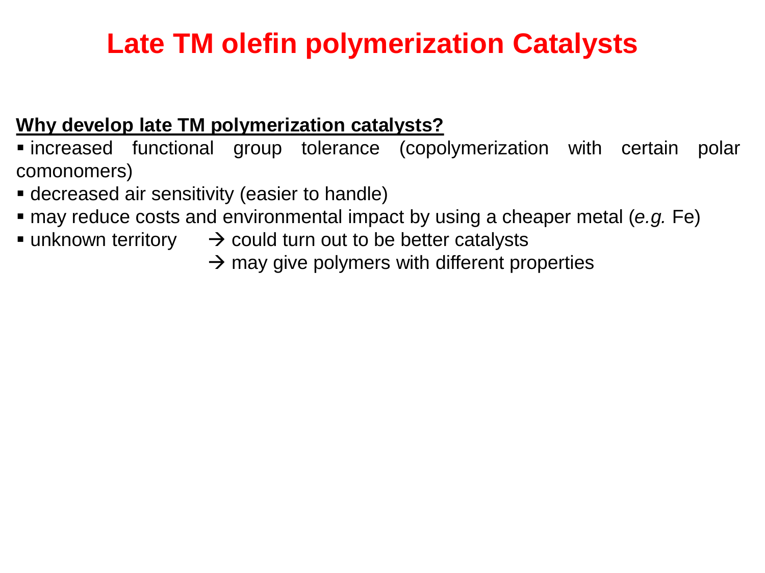# Late TM olefin polymerization Catalysts

**Why develop late TM polymerization catalysts?**

- increased functional group tolerance (copolymerization with certain polar comonomers)
- decreased air sensitivity (easier to handle)
- may reduce costs and environmental impact by using a cheaper metal (*e.g.* Fe)
- unknown territory → could turn out to be better catalysts
  → may give polymers with different properties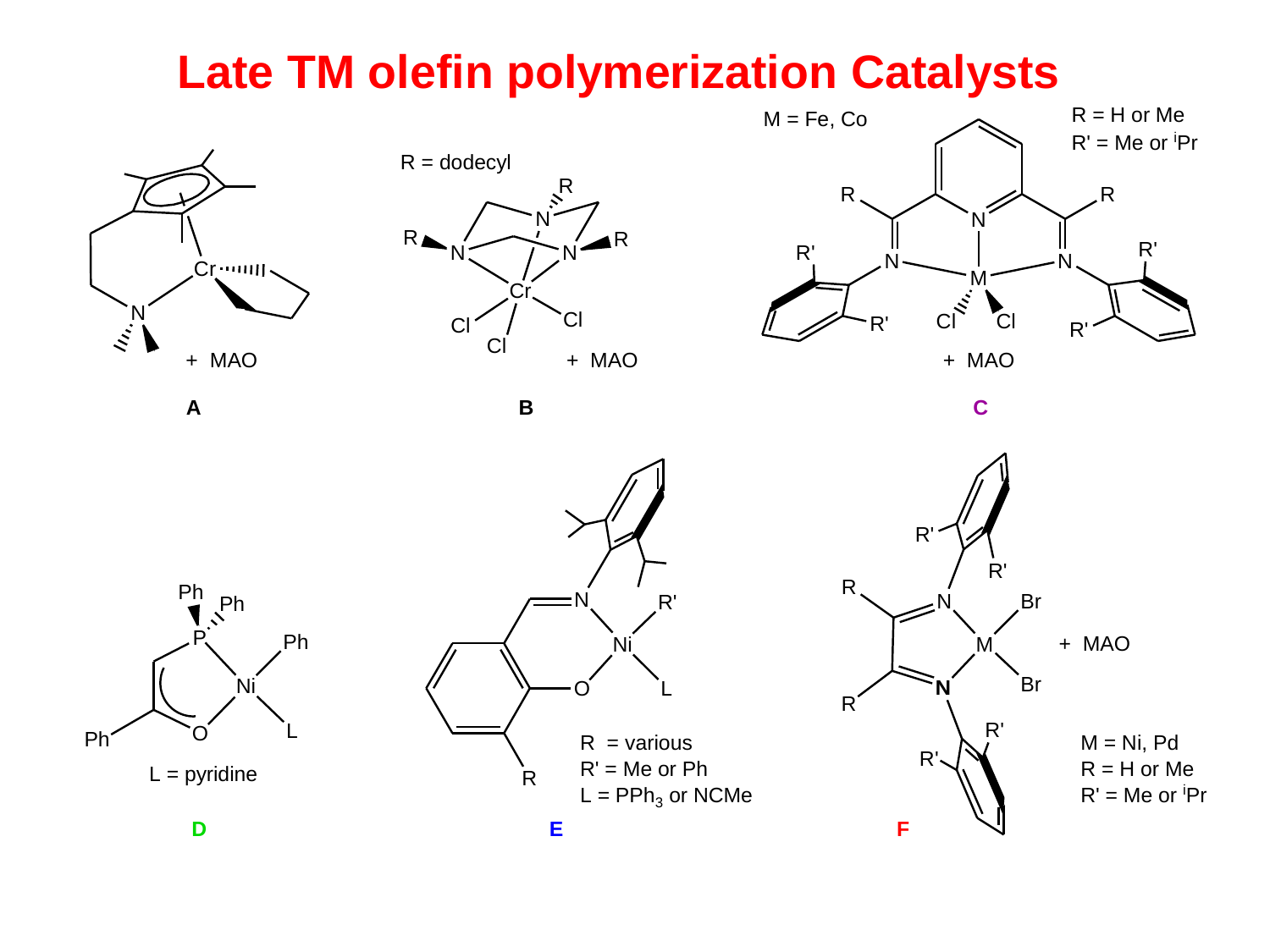# Late TM olefin polymerization Catalysts

**A**

+ MAO

**B**

R = dodecyl

+ MAO

**C**

M = Fe, Co

R = H or Me

R' = Me or $^{i}$Pr

+ MAO

**D**

L = pyridine

**E**

R = various

R' = Me or Ph

L = $PPh_3$ or NCMe

**F**

+ MAO

M = Ni, Pd

R = H or Me

R' = Me or $^{i}$Pr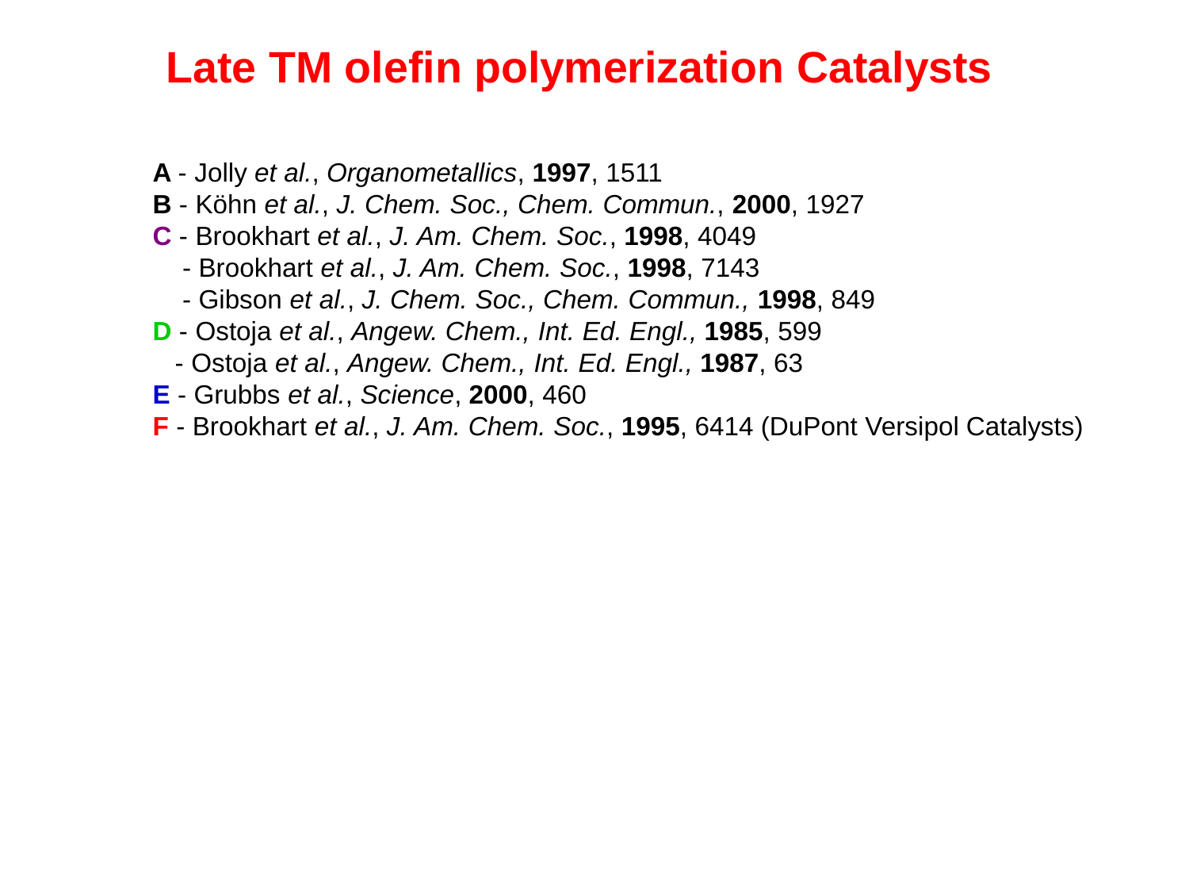# Late TM olefin polymerization Catalysts

**A** - Jolly *et al.*, *Organometallics*, **1997**, 1511
**B** - Köhn *et al.*, *J. Chem. Soc., Chem. Commun.*, **2000**, 1927
**C** - Brookhart *et al.*, *J. Am. Chem. Soc.*, **1998**, 4049
- Brookhart *et al.*, *J. Am. Chem. Soc.*, **1998**, 7143
- Gibson *et al.*, *J. Chem. Soc., Chem. Commun.,* **1998**, 849

**D** - Ostoja *et al.*, *Angew. Chem., Int. Ed. Engl.,* **1985**, 599
- Ostoja *et al.*, *Angew. Chem., Int. Ed. Engl.,* **1987**, 63

**E** - Grubbs *et al.*, *Science*, **2000**, 460
**F** - Brookhart *et al.*, *J. Am. Chem. Soc.*, **1995**, 6414 (DuPont Versipol Catalysts)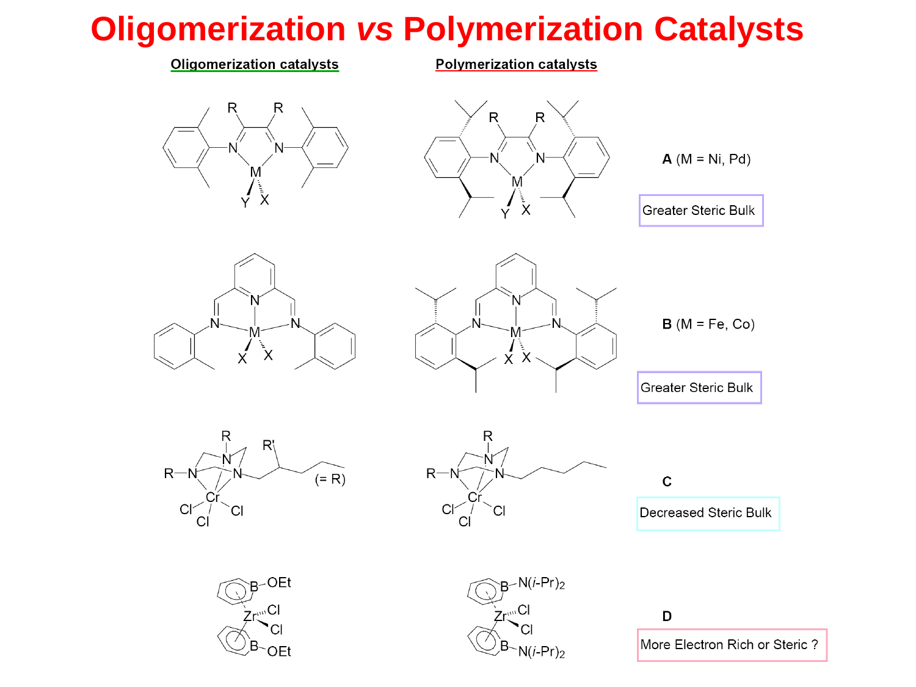# Oligomerization *vs* Polymerization Catalysts

| Oligomerization catalysts | Polymerization catalysts | |
|---|---|---|
| | | **A** (M = Ni, Pd) — Greater Steric Bulk |
| | | **B** (M = Fe, Co) — Greater Steric Bulk |
| | | **C** — Decreased Steric Bulk |
| | | **D** — More Electron Rich or Steric ? |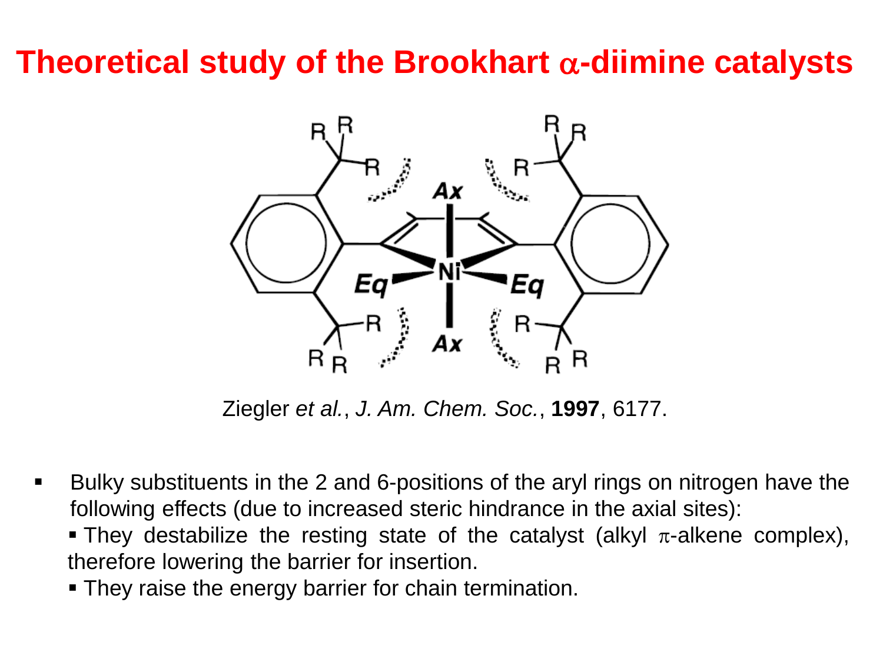# Theoretical study of the Brookhart $\alpha$-diimine catalysts

Ziegler *et al.*, *J. Am. Chem. Soc.*, **1997**, 6177.

- Bulky substituents in the 2 and 6-positions of the aryl rings on nitrogen have the following effects (due to increased steric hindrance in the axial sites):
  - They destabilize the resting state of the catalyst (alkyl $\pi$-alkene complex), therefore lowering the barrier for insertion.
  - They raise the energy barrier for chain termination.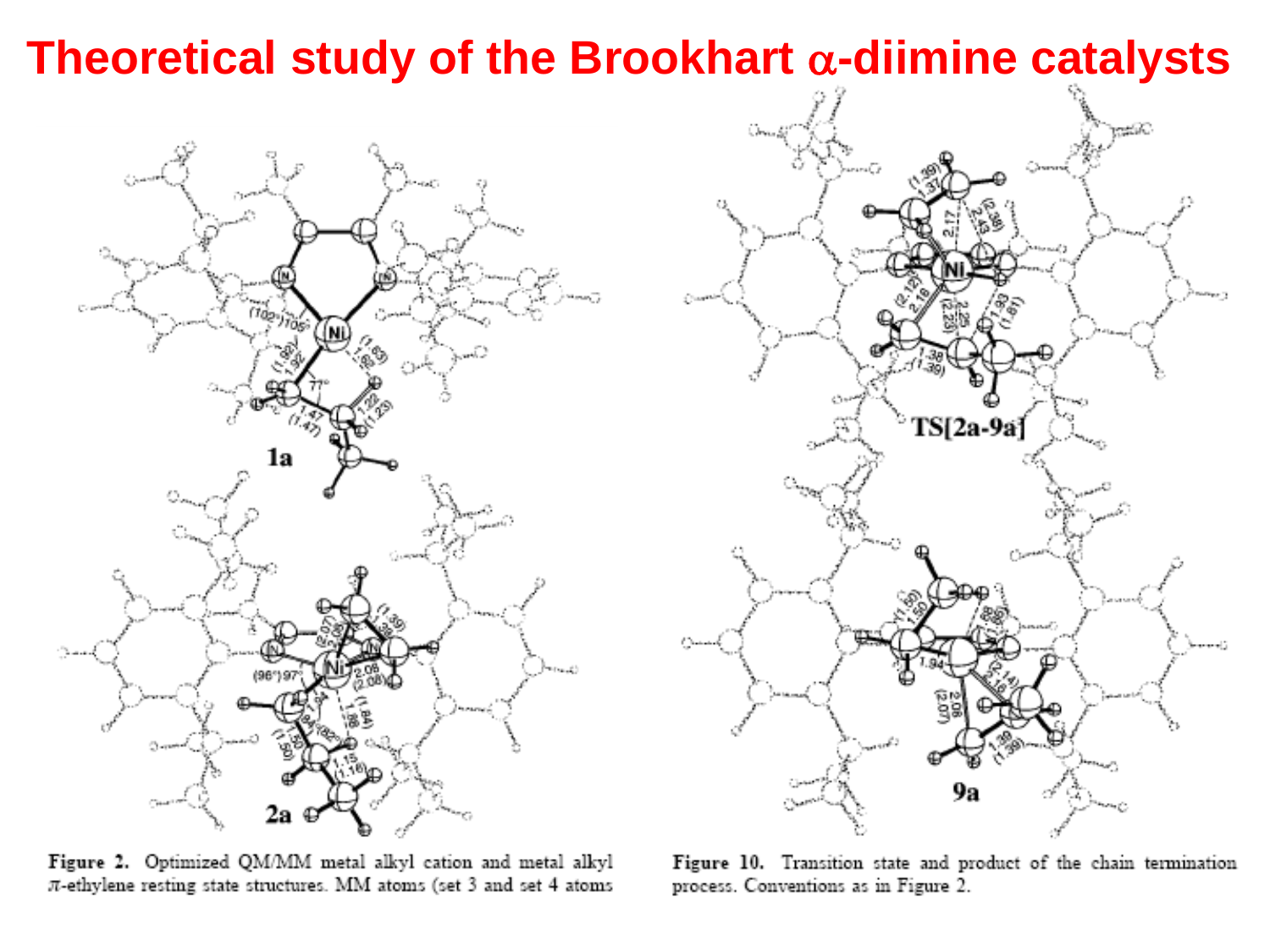# Theoretical study of the Brookhart α-diimine catalysts

**Figure 2.** Optimized QM/MM metal alkyl cation and metal alkyl π-ethylene resting state structures. MM atoms (set 3 and set 4 atoms

**Figure 10.** Transition state and product of the chain termination process. Conventions as in Figure 2.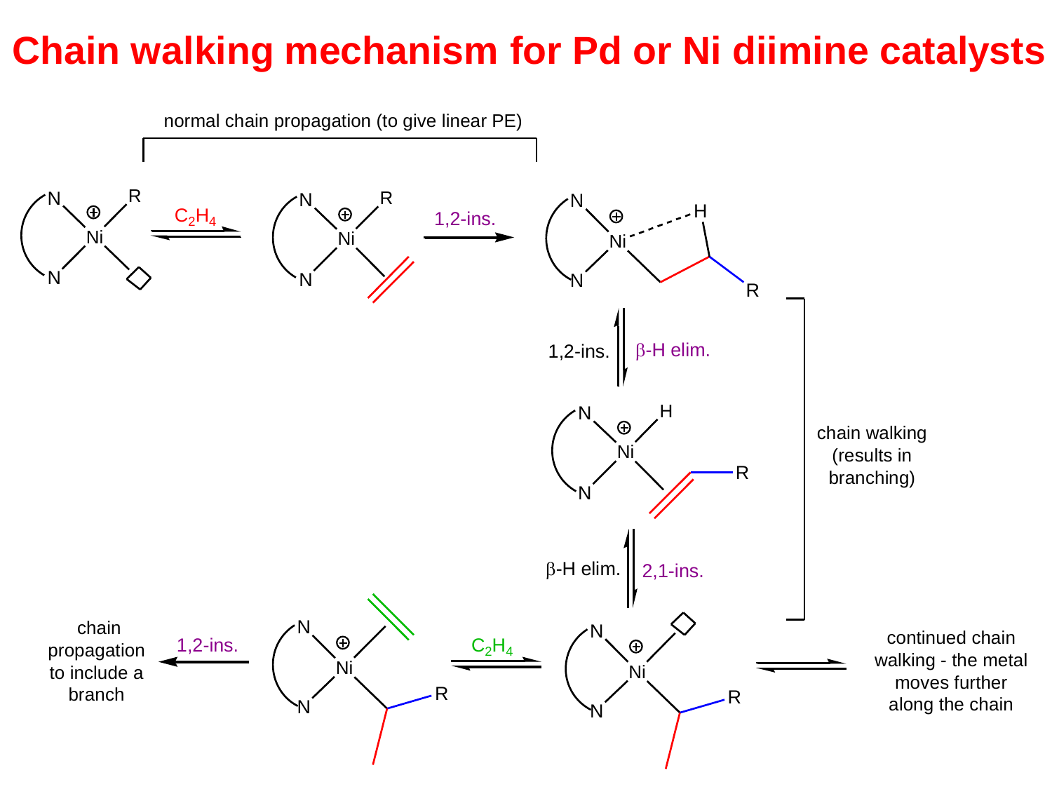# Chain walking mechanism for Pd or Ni diimine catalysts

normal chain propagation (to give linear PE)

$C_2H_4$

1,2-ins.

1,2-ins.

β-H elim.

chain walking (results in branching)

β-H elim.

2,1-ins.

chain propagation to include a branch

1,2-ins.

$C_2H_4$

continued chain walking - the metal moves further along the chain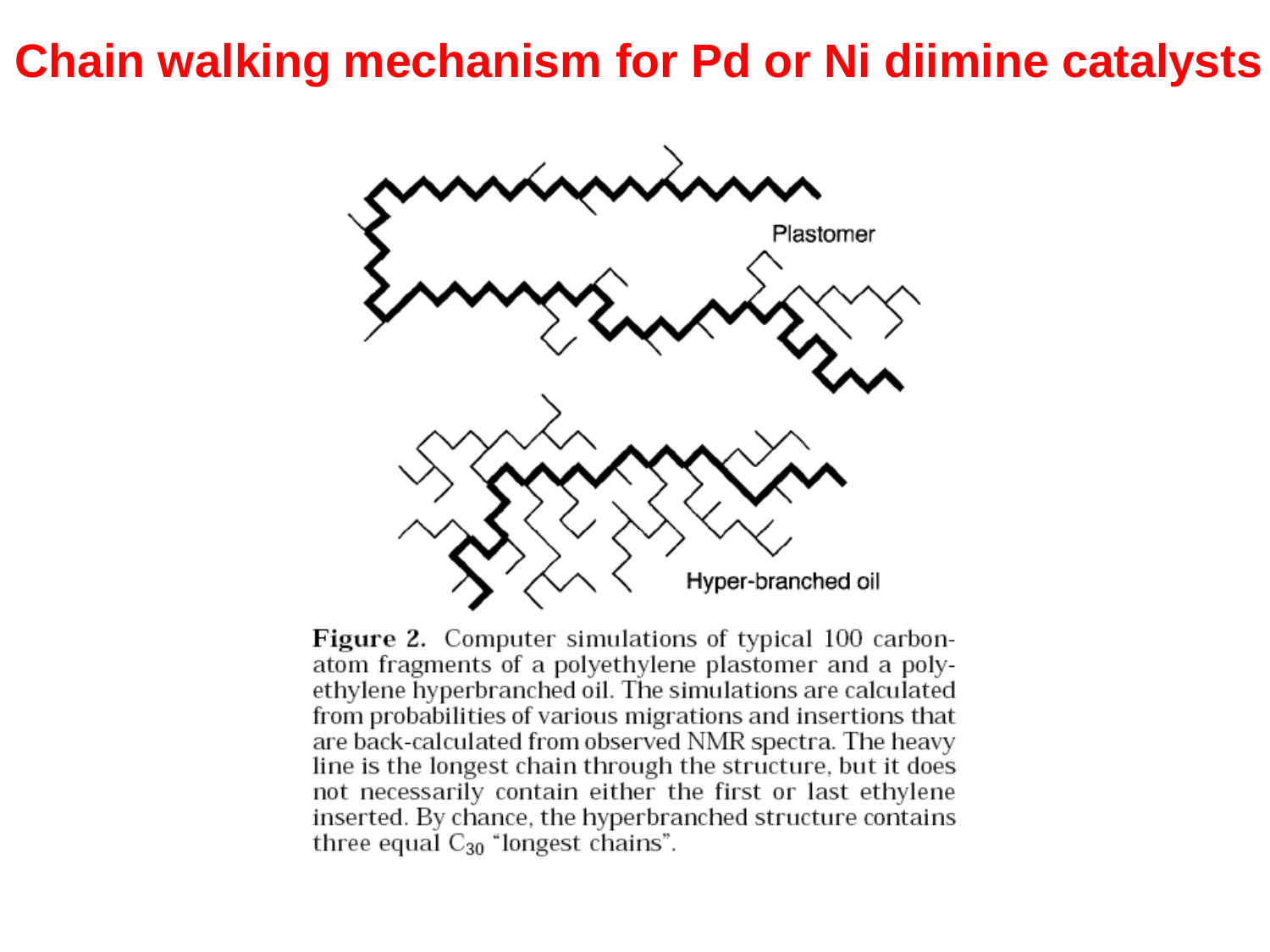# Chain walking mechanism for Pd or Ni diimine catalysts

Plastomer

Hyper-branched oil

**Figure 2.** Computer simulations of typical 100 carbon-atom fragments of a polyethylene plastomer and a polyethylene hyperbranched oil. The simulations are calculated from probabilities of various migrations and insertions that are back-calculated from observed NMR spectra. The heavy line is the longest chain through the structure, but it does not necessarily contain either the first or last ethylene inserted. By chance, the hyperbranched structure contains three equal $C_{30}$ "longest chains".